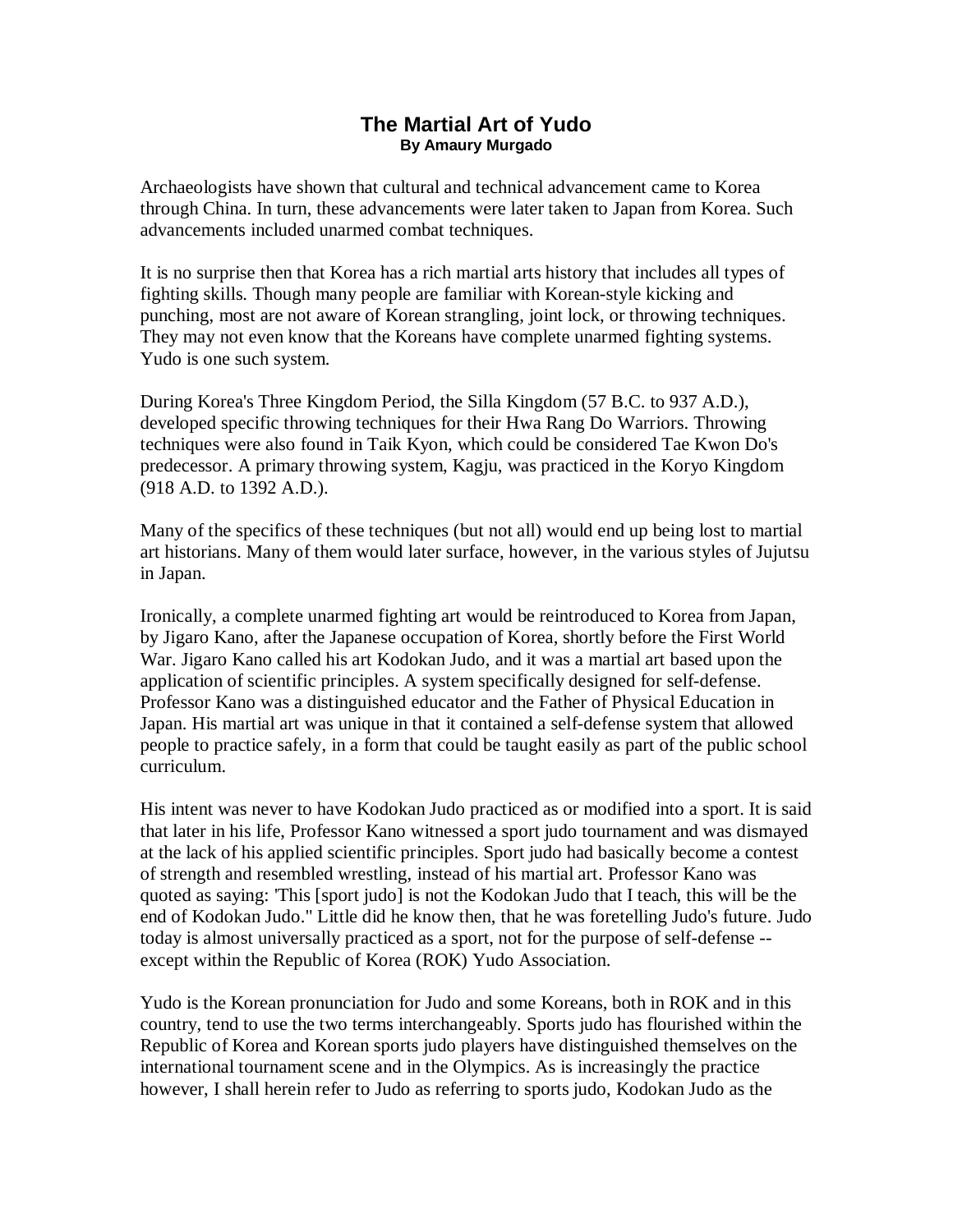# The Martial Art of Yudo

**By Amaury Murgado**

Archaeologists have shown that cultural and technical advancement came to Korea through China. In turn, these advancements were later taken to Japan from Korea. Such advancements included unarmed combat techniques.

It is no surprise then that Korea has a rich martial arts history that includes all types of fighting skills. Though many people are familiar with Korean-style kicking and punching, most are not aware of Korean strangling, joint lock, or throwing techniques. They may not even know that the Koreans have complete unarmed fighting systems. Yudo is one such system.

During Korea's Three Kingdom Period, the Silla Kingdom (57 B.C. to 937 A.D.), developed specific throwing techniques for their Hwa Rang Do Warriors. Throwing techniques were also found in Taik Kyon, which could be considered Tae Kwon Do's predecessor. A primary throwing system, Kagju, was practiced in the Koryo Kingdom (918 A.D. to 1392 A.D.).

Many of the specifics of these techniques (but not all) would end up being lost to martial art historians. Many of them would later surface, however, in the various styles of Jujutsu in Japan.

Ironically, a complete unarmed fighting art would be reintroduced to Korea from Japan, by Jigaro Kano, after the Japanese occupation of Korea, shortly before the First World War. Jigaro Kano called his art Kodokan Judo, and it was a martial art based upon the application of scientific principles. A system specifically designed for self-defense. Professor Kano was a distinguished educator and the Father of Physical Education in Japan. His martial art was unique in that it contained a self-defense system that allowed people to practice safely, in a form that could be taught easily as part of the public school curriculum.

His intent was never to have Kodokan Judo practiced as or modified into a sport. It is said that later in his life, Professor Kano witnessed a sport judo tournament and was dismayed at the lack of his applied scientific principles. Sport judo had basically become a contest of strength and resembled wrestling, instead of his martial art. Professor Kano was quoted as saying: 'This [sport judo] is not the Kodokan Judo that I teach, this will be the end of Kodokan Judo." Little did he know then, that he was foretelling Judo's future. Judo today is almost universally practiced as a sport, not for the purpose of self-defense -- except within the Republic of Korea (ROK) Yudo Association.

Yudo is the Korean pronunciation for Judo and some Koreans, both in ROK and in this country, tend to use the two terms interchangeably. Sports judo has flourished within the Republic of Korea and Korean sports judo players have distinguished themselves on the international tournament scene and in the Olympics. As is increasingly the practice however, I shall herein refer to Judo as referring to sports judo, Kodokan Judo as the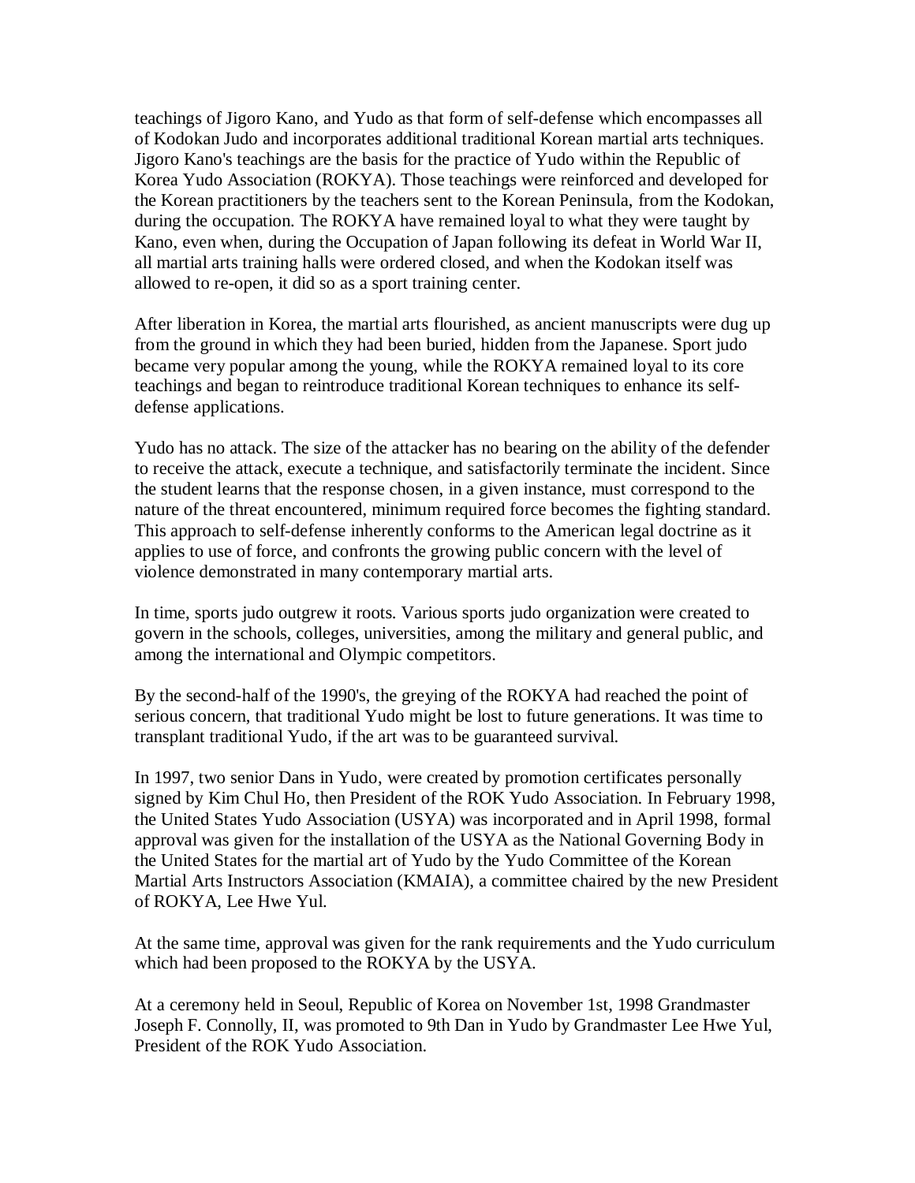teachings of Jigoro Kano, and Yudo as that form of self-defense which encompasses all of Kodokan Judo and incorporates additional traditional Korean martial arts techniques. Jigoro Kano's teachings are the basis for the practice of Yudo within the Republic of Korea Yudo Association (ROKYA). Those teachings were reinforced and developed for the Korean practitioners by the teachers sent to the Korean Peninsula, from the Kodokan, during the occupation. The ROKYA have remained loyal to what they were taught by Kano, even when, during the Occupation of Japan following its defeat in World War II, all martial arts training halls were ordered closed, and when the Kodokan itself was allowed to re-open, it did so as a sport training center.

After liberation in Korea, the martial arts flourished, as ancient manuscripts were dug up from the ground in which they had been buried, hidden from the Japanese. Sport judo became very popular among the young, while the ROKYA remained loyal to its core teachings and began to reintroduce traditional Korean techniques to enhance its self-defense applications.

Yudo has no attack. The size of the attacker has no bearing on the ability of the defender to receive the attack, execute a technique, and satisfactorily terminate the incident. Since the student learns that the response chosen, in a given instance, must correspond to the nature of the threat encountered, minimum required force becomes the fighting standard. This approach to self-defense inherently conforms to the American legal doctrine as it applies to use of force, and confronts the growing public concern with the level of violence demonstrated in many contemporary martial arts.

In time, sports judo outgrew it roots. Various sports judo organization were created to govern in the schools, colleges, universities, among the military and general public, and among the international and Olympic competitors.

By the second-half of the 1990's, the greying of the ROKYA had reached the point of serious concern, that traditional Yudo might be lost to future generations. It was time to transplant traditional Yudo, if the art was to be guaranteed survival.

In 1997, two senior Dans in Yudo, were created by promotion certificates personally signed by Kim Chul Ho, then President of the ROK Yudo Association. In February 1998, the United States Yudo Association (USYA) was incorporated and in April 1998, formal approval was given for the installation of the USYA as the National Governing Body in the United States for the martial art of Yudo by the Yudo Committee of the Korean Martial Arts Instructors Association (KMAIA), a committee chaired by the new President of ROKYA, Lee Hwe Yul.

At the same time, approval was given for the rank requirements and the Yudo curriculum which had been proposed to the ROKYA by the USYA.

At a ceremony held in Seoul, Republic of Korea on November 1st, 1998 Grandmaster Joseph F. Connolly, II, was promoted to 9th Dan in Yudo by Grandmaster Lee Hwe Yul, President of the ROK Yudo Association.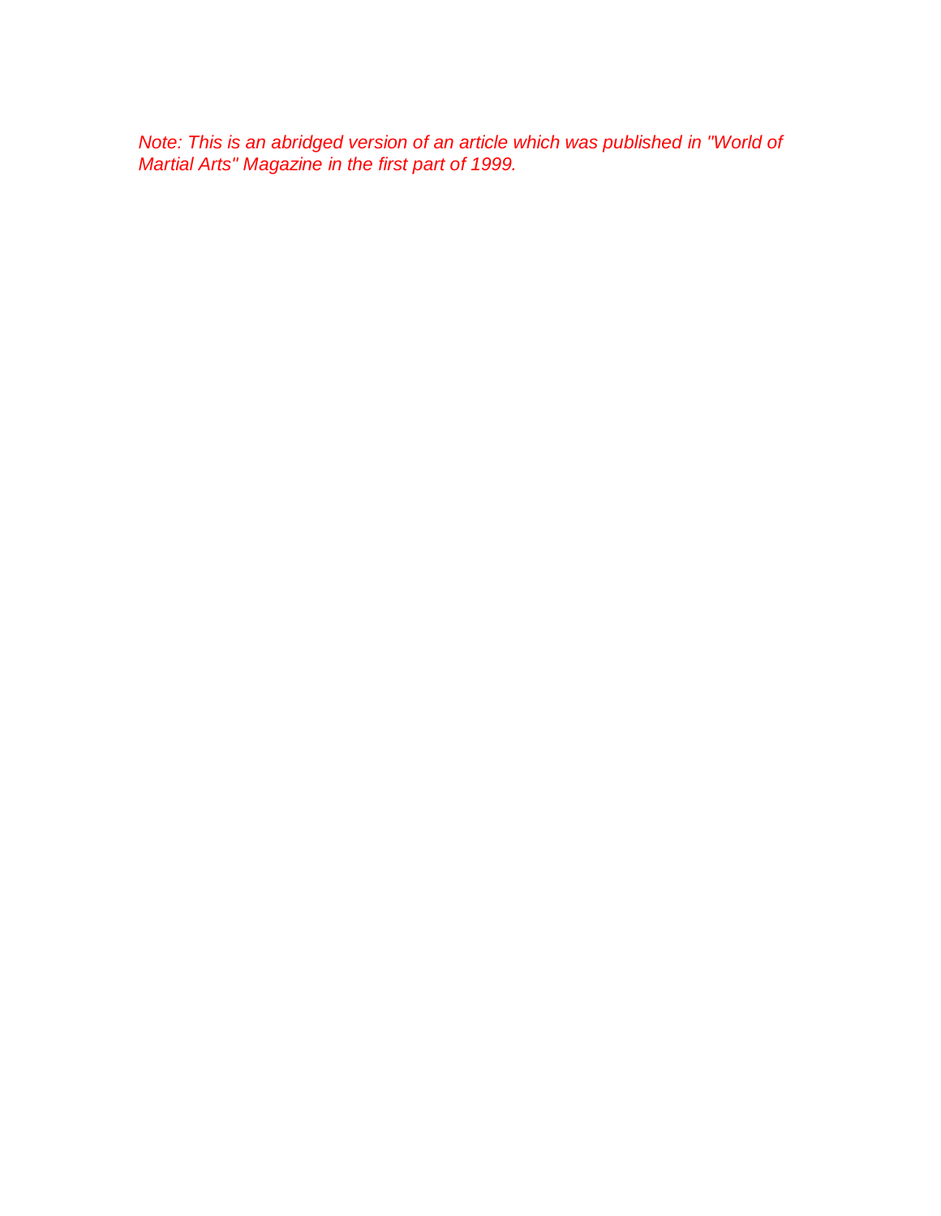*Note: This is an abridged version of an article which was published in "World of Martial Arts" Magazine in the first part of 1999.*